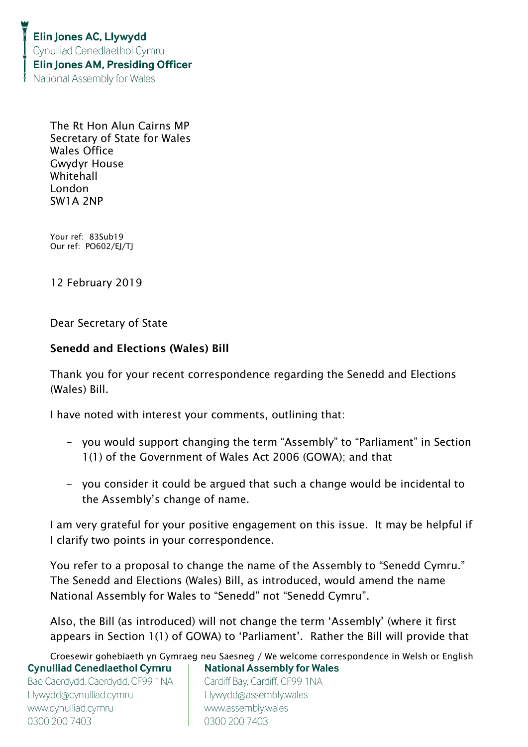**Elin Jones AC, Llywydd**
Cynulliad Cenedlaethol Cymru
**Elin Jones AM, Presiding Officer**
National Assembly for Wales

The Rt Hon Alun Cairns MP
Secretary of State for Wales
Wales Office
Gwydyr House
Whitehall
London
SW1A 2NP

Your ref: 83Sub19
Our ref: PO602/EJ/TJ

12 February 2019

Dear Secretary of State

**Senedd and Elections (Wales) Bill**

Thank you for your recent correspondence regarding the Senedd and Elections (Wales) Bill.

I have noted with interest your comments, outlining that:

- you would support changing the term "Assembly" to "Parliament" in Section 1(1) of the Government of Wales Act 2006 (GOWA); and that
- you consider it could be argued that such a change would be incidental to the Assembly's change of name.

I am very grateful for your positive engagement on this issue. It may be helpful if I clarify two points in your correspondence.

You refer to a proposal to change the name of the Assembly to "Senedd Cymru." The Senedd and Elections (Wales) Bill, as introduced, would amend the name National Assembly for Wales to "Senedd" not "Senedd Cymru".

Also, the Bill (as introduced) will not change the term 'Assembly' (where it first appears in Section 1(1) of GOWA) to 'Parliament'. Rather the Bill will provide that

Croesewir gohebiaeth yn Gymraeg neu Saesneg / We welcome correspondence in Welsh or English

**Cynulliad Cenedlaethol Cymru**
Bae Caerdydd, Caerdydd, CF99 1NA
Llywydd@cynulliad.cymru
www.cynulliad.cymru
0300 200 7403

**National Assembly for Wales**
Cardiff Bay, Cardiff, CF99 1NA
Llywydd@assembly.wales
www.assembly.wales
0300 200 7403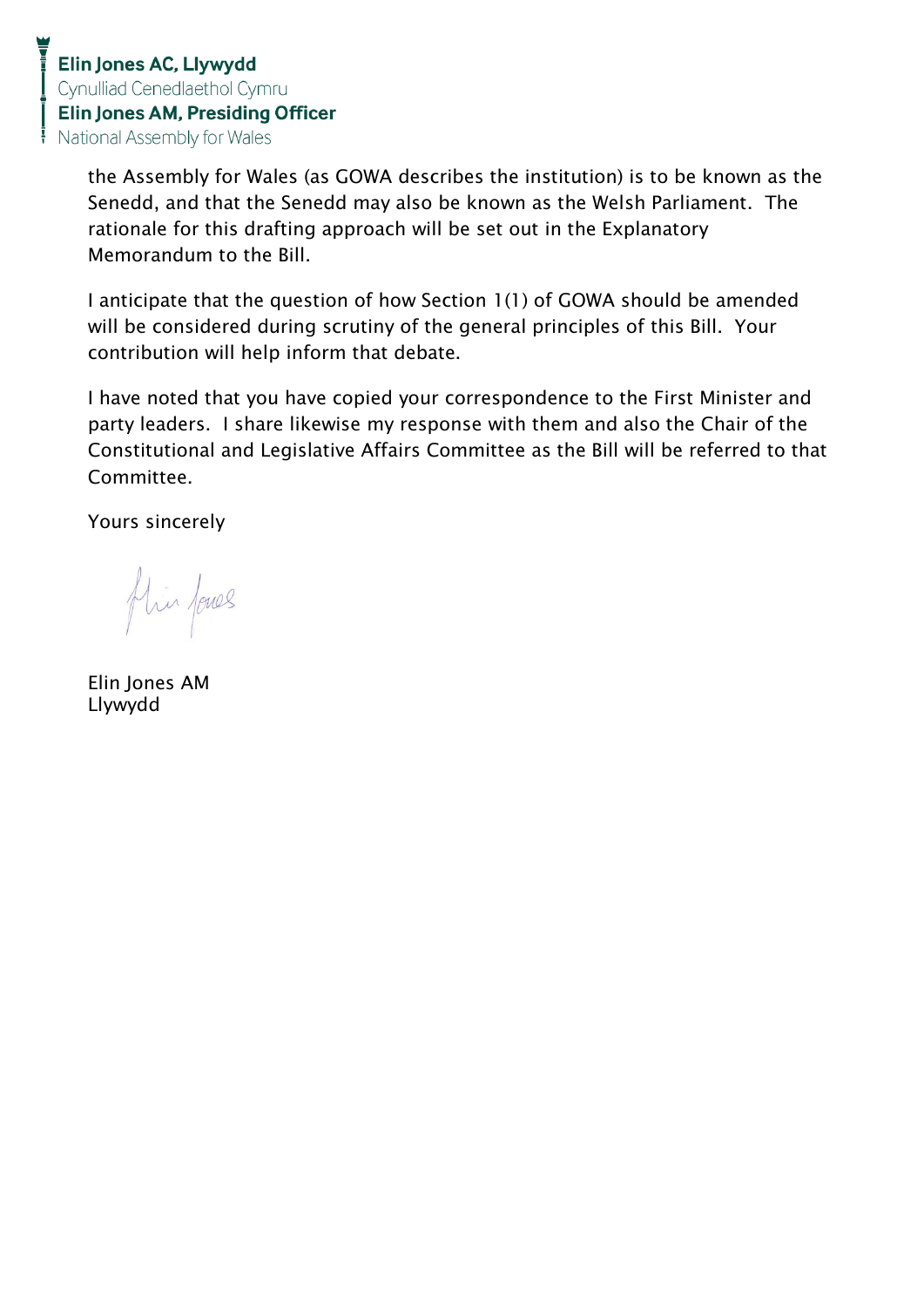the Assembly for Wales (as GOWA describes the institution) is to be known as the Senedd, and that the Senedd may also be known as the Welsh Parliament. The rationale for this drafting approach will be set out in the Explanatory Memorandum to the Bill.

I anticipate that the question of how Section 1(1) of GOWA should be amended will be considered during scrutiny of the general principles of this Bill. Your contribution will help inform that debate.

I have noted that you have copied your correspondence to the First Minister and party leaders. I share likewise my response with them and also the Chair of the Constitutional and Legislative Affairs Committee as the Bill will be referred to that Committee.

Yours sincerely

Elin Jones AM
Llywydd